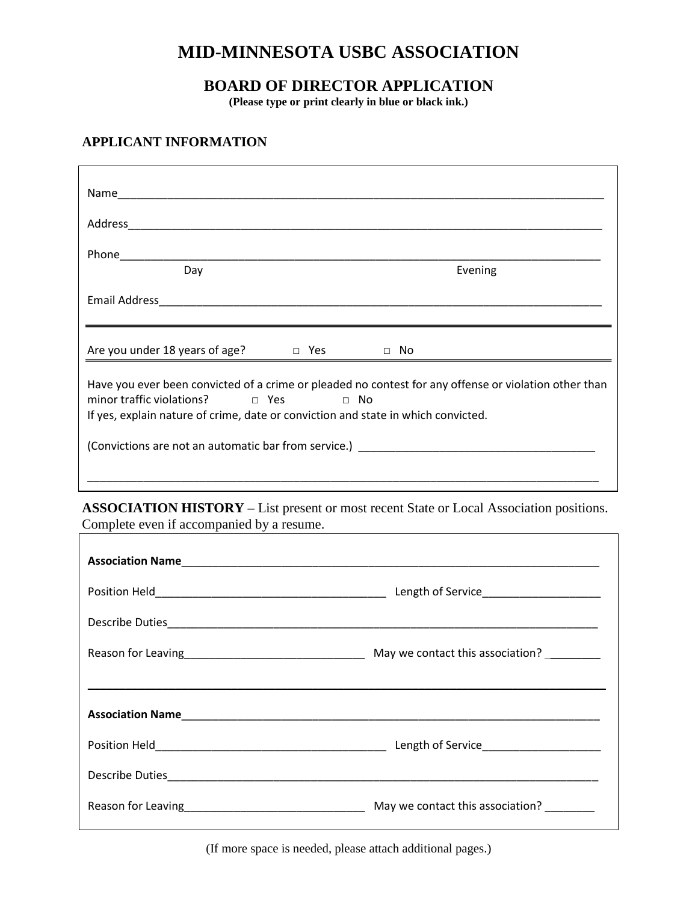# MID-MINNESOTA USBC ASSOCIATION

## BOARD OF DIRECTOR APPLICATION

**(Please type or print clearly in blue or black ink.)**

### APPLICANT INFORMATION

Name_______________________________________________________________________________

Address_____________________________________________________________________________

Phone_______________________________________________________________________________
Day                                                                                     Evening

Email Address________________________________________________________________________

---

Are you under 18 years of age?    □ Yes    □ No

---

Have you ever been convicted of a crime or pleaded no contest for any offense or violation other than minor traffic violations?    □ Yes    □ No
If yes, explain nature of crime, date or conviction and state in which convicted.

(Convictions are not an automatic bar from service.) _______________________________________

_____________________________________________________________________________________

**ASSOCIATION HISTORY** – List present or most recent State or Local Association positions. Complete even if accompanied by a resume.

**Association Name**_____________________________________________________________________

Position Held_____________________________________ Length of Service___________________

Describe Duties_________________________________________________________________________

Reason for Leaving_____________________________ May we contact this association? ________

---

**Association Name**_____________________________________________________________________

Position Held_____________________________________ Length of Service___________________

Describe Duties_________________________________________________________________________

Reason for Leaving_____________________________ May we contact this association? ________

(If more space is needed, please attach additional pages.)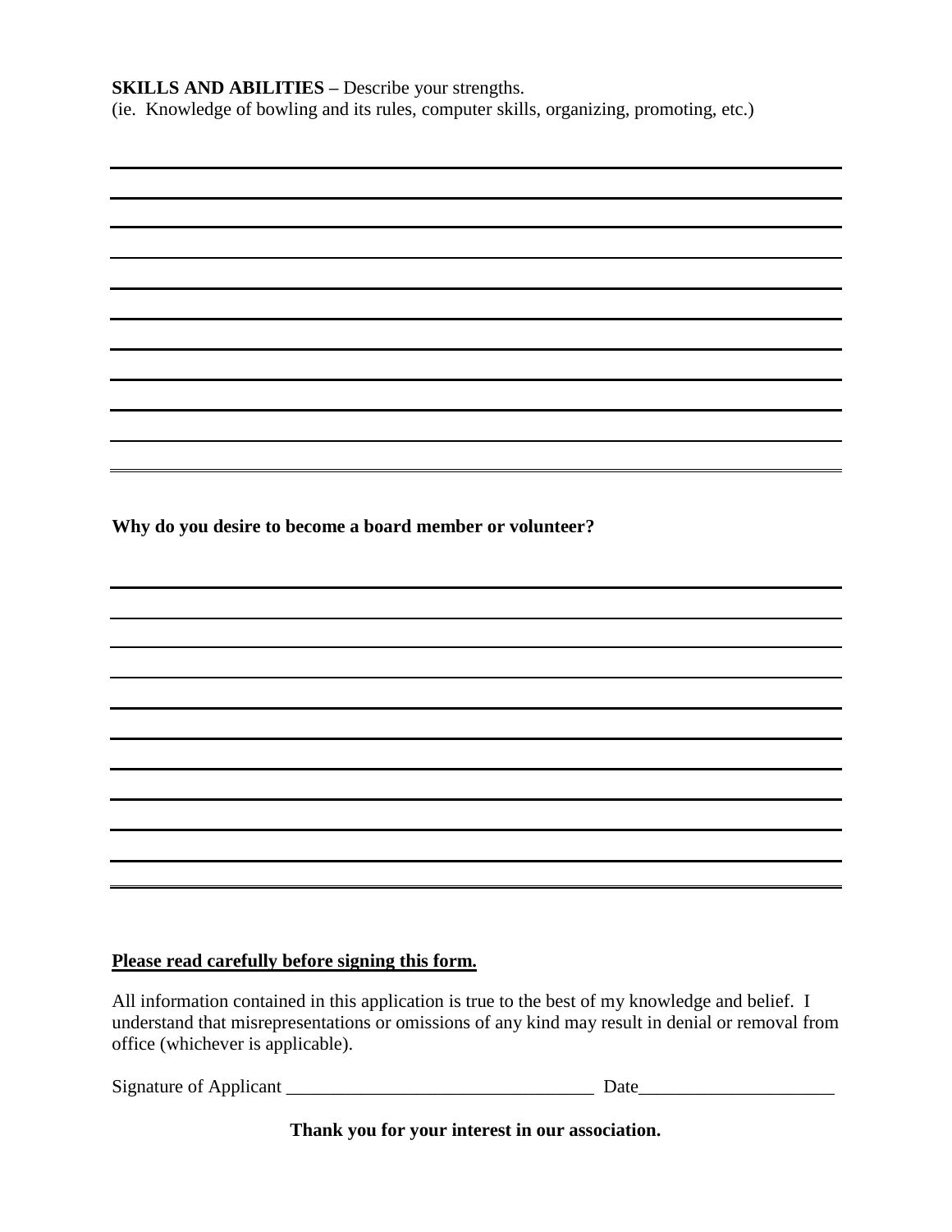**SKILLS AND ABILITIES –** Describe your strengths.
(ie. Knowledge of bowling and its rules, computer skills, organizing, promoting, etc.)

**Why do you desire to become a board member or volunteer?**

**<u>Please read carefully before signing this form.</u>**

All information contained in this application is true to the best of my knowledge and belief. I understand that misrepresentations or omissions of any kind may result in denial or removal from office (whichever is applicable).

Signature of Applicant ________________________________ Date____________________

**Thank you for your interest in our association.**